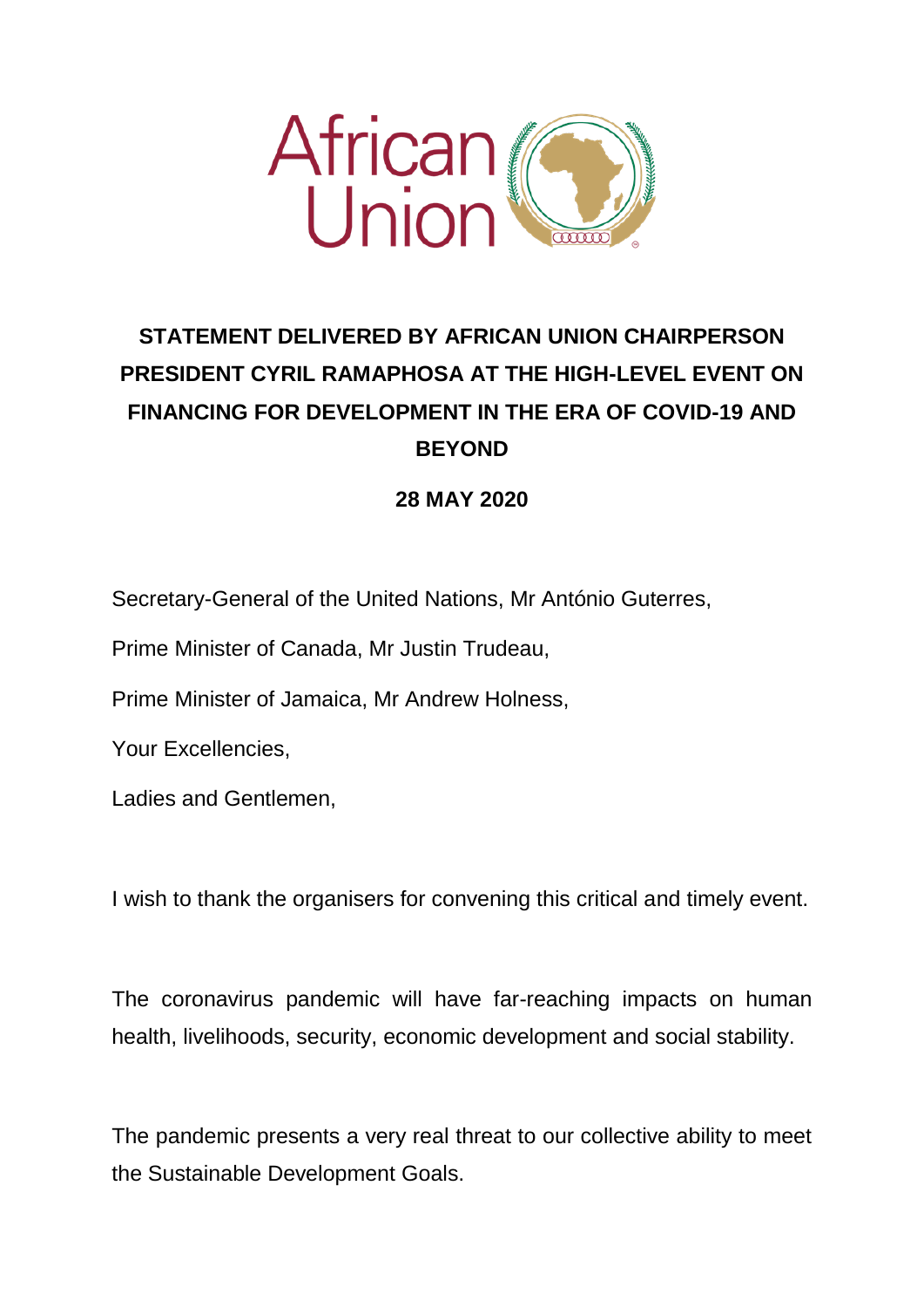# STATEMENT DELIVERED BY AFRICAN UNION CHAIRPERSON PRESIDENT CYRIL RAMAPHOSA AT THE HIGH-LEVEL EVENT ON FINANCING FOR DEVELOPMENT IN THE ERA OF COVID-19 AND BEYOND

**28 MAY 2020**

Secretary-General of the United Nations, Mr António Guterres,

Prime Minister of Canada, Mr Justin Trudeau,

Prime Minister of Jamaica, Mr Andrew Holness,

Your Excellencies,

Ladies and Gentlemen,

I wish to thank the organisers for convening this critical and timely event.

The coronavirus pandemic will have far-reaching impacts on human health, livelihoods, security, economic development and social stability.

The pandemic presents a very real threat to our collective ability to meet the Sustainable Development Goals.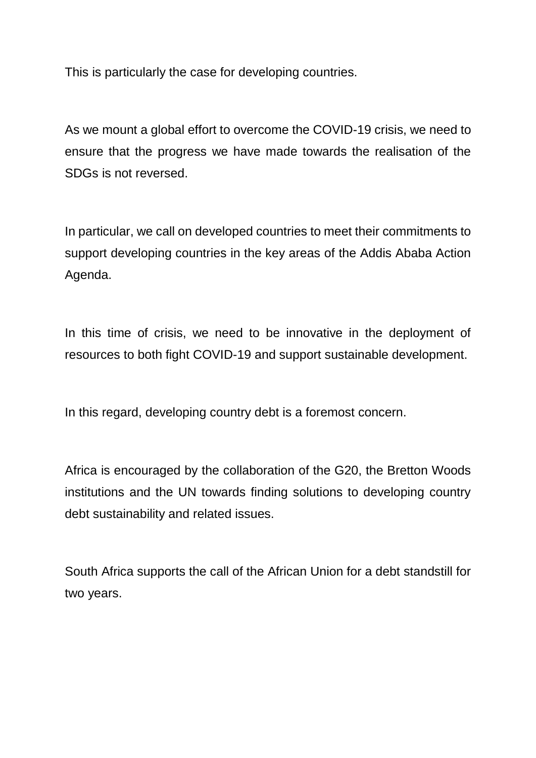This is particularly the case for developing countries.

As we mount a global effort to overcome the COVID-19 crisis, we need to ensure that the progress we have made towards the realisation of the SDGs is not reversed.

In particular, we call on developed countries to meet their commitments to support developing countries in the key areas of the Addis Ababa Action Agenda.

In this time of crisis, we need to be innovative in the deployment of resources to both fight COVID-19 and support sustainable development.

In this regard, developing country debt is a foremost concern.

Africa is encouraged by the collaboration of the G20, the Bretton Woods institutions and the UN towards finding solutions to developing country debt sustainability and related issues.

South Africa supports the call of the African Union for a debt standstill for two years.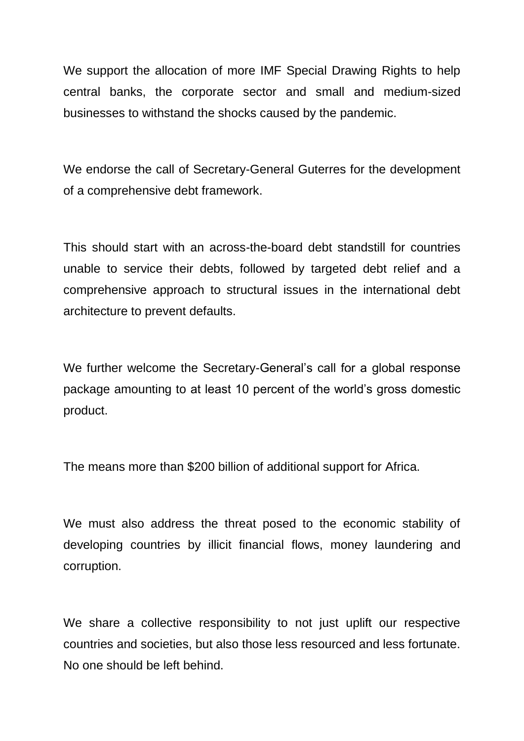We support the allocation of more IMF Special Drawing Rights to help central banks, the corporate sector and small and medium-sized businesses to withstand the shocks caused by the pandemic.

We endorse the call of Secretary-General Guterres for the development of a comprehensive debt framework.

This should start with an across-the-board debt standstill for countries unable to service their debts, followed by targeted debt relief and a comprehensive approach to structural issues in the international debt architecture to prevent defaults.

We further welcome the Secretary-General's call for a global response package amounting to at least 10 percent of the world's gross domestic product.

The means more than $200 billion of additional support for Africa.

We must also address the threat posed to the economic stability of developing countries by illicit financial flows, money laundering and corruption.

We share a collective responsibility to not just uplift our respective countries and societies, but also those less resourced and less fortunate. No one should be left behind.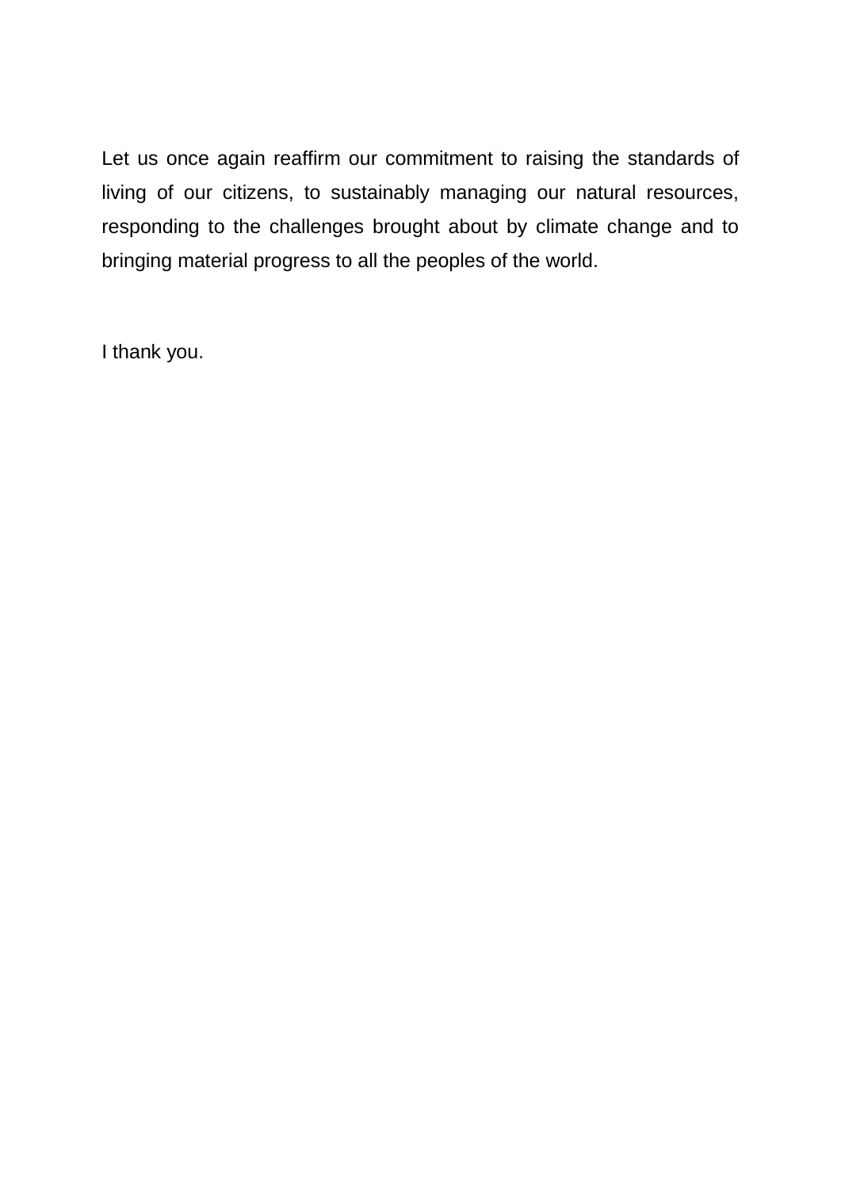Let us once again reaffirm our commitment to raising the standards of living of our citizens, to sustainably managing our natural resources, responding to the challenges brought about by climate change and to bringing material progress to all the peoples of the world.

I thank you.